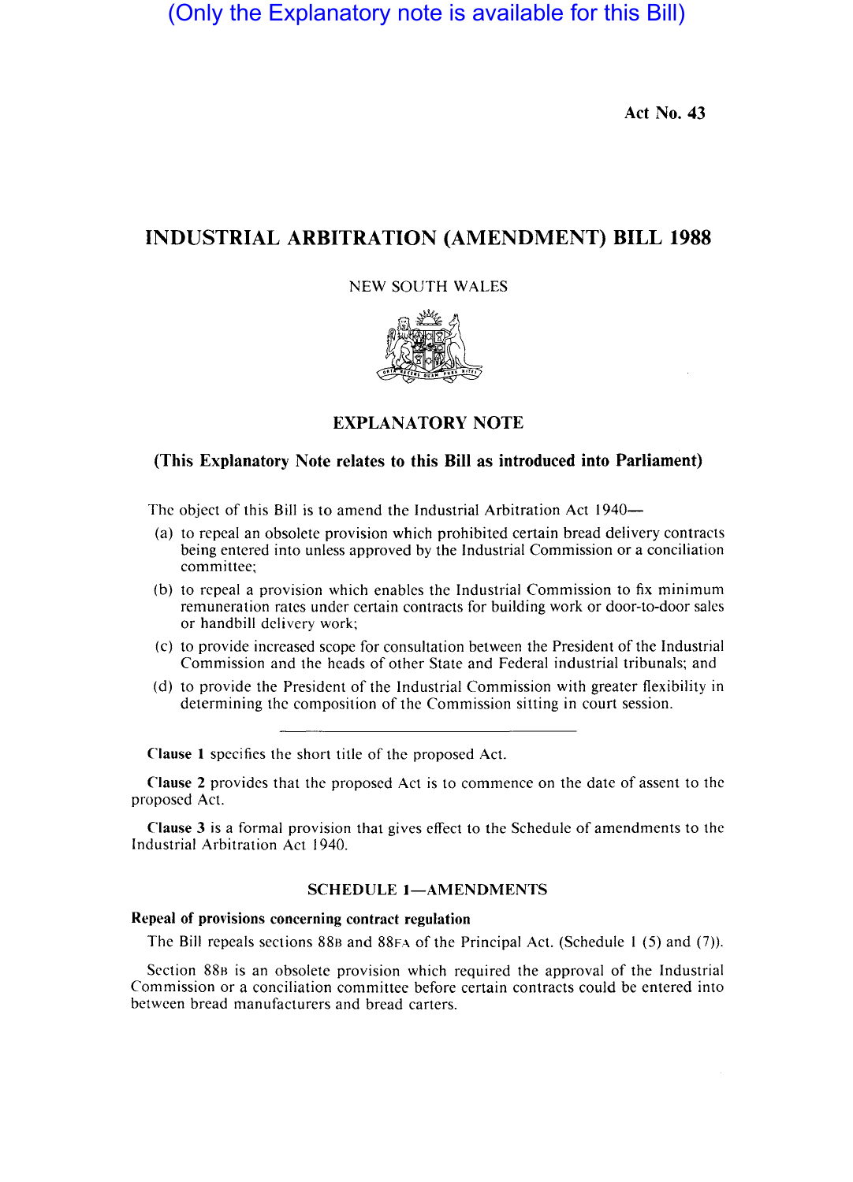(Only the Explanatory note is available for this Bill)

Act No. 43

# INDUSTRIAL ARBITRATION (AMENDMENT) BILL 1988

NEW SOUTH WALES

## EXPLANATORY NOTE

### (This Explanatory Note relates to this Bill as introduced into Parliament)

The object of this Bill is to amend the Industrial Arbitration Act 1940—

(a) to repeal an obsolete provision which prohibited certain bread delivery contracts being entered into unless approved by the Industrial Commission or a conciliation committee;

(b) to repeal a provision which enables the Industrial Commission to fix minimum remuneration rates under certain contracts for building work or door-to-door sales or handbill delivery work;

(c) to provide increased scope for consultation between the President of the Industrial Commission and the heads of other State and Federal industrial tribunals; and

(d) to provide the President of the Industrial Commission with greater flexibility in determining the composition of the Commission sitting in court session.

---

**Clause 1** specifies the short title of the proposed Act.

**Clause 2** provides that the proposed Act is to commence on the date of assent to the proposed Act.

**Clause 3** is a formal provision that gives effect to the Schedule of amendments to the Industrial Arbitration Act 1940.

### SCHEDULE 1—AMENDMENTS

**Repeal of provisions concerning contract regulation**

The Bill repeals sections 88B and 88FA of the Principal Act. (Schedule 1 (5) and (7)).

Section 88B is an obsolete provision which required the approval of the Industrial Commission or a conciliation committee before certain contracts could be entered into between bread manufacturers and bread carters.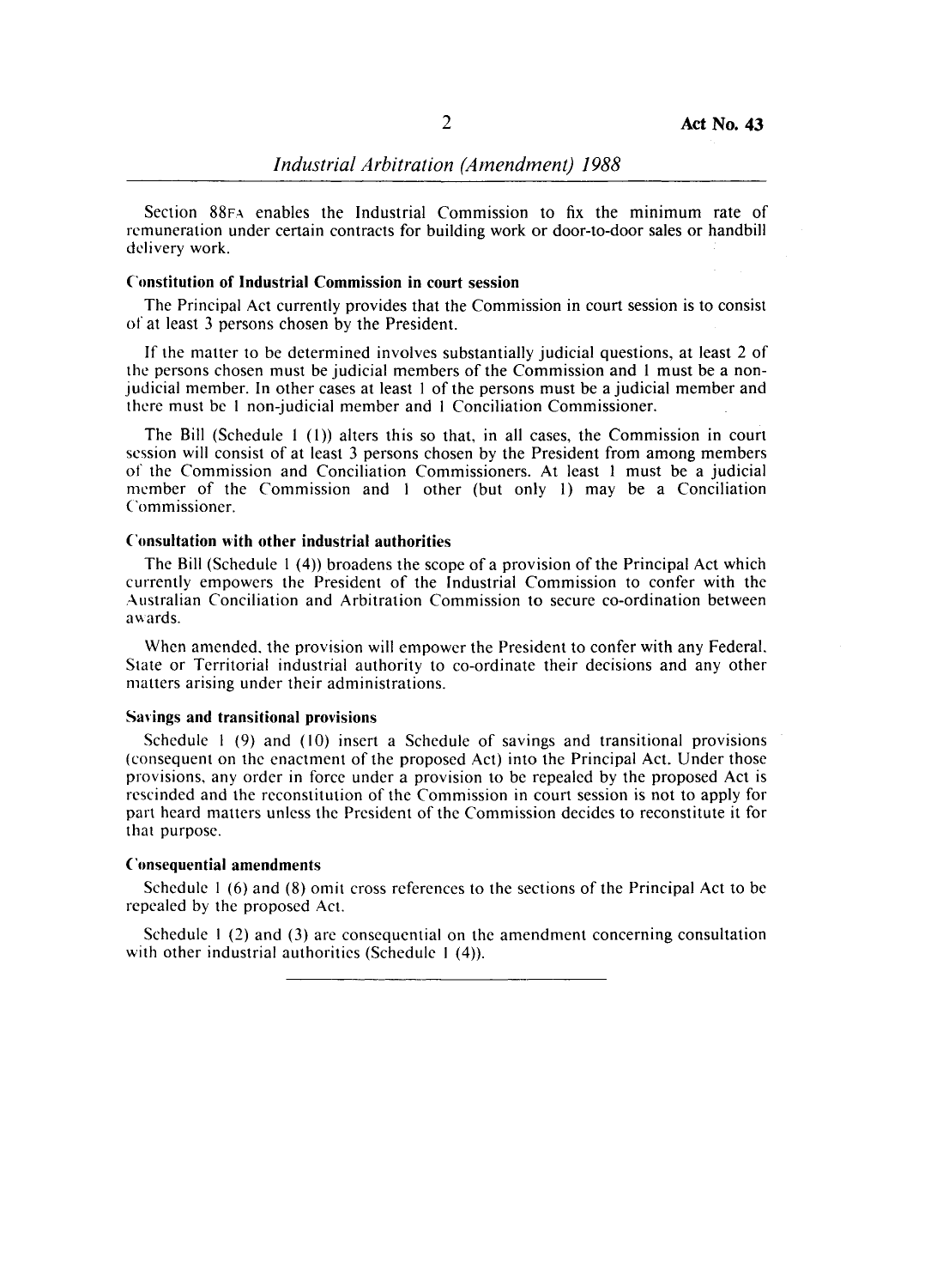Section 88FA enables the Industrial Commission to fix the minimum rate of remuneration under certain contracts for building work or door-to-door sales or handbill delivery work.

### Constitution of Industrial Commission in court session

The Principal Act currently provides that the Commission in court session is to consist of at least 3 persons chosen by the President.

If the matter to be determined involves substantially judicial questions, at least 2 of the persons chosen must be judicial members of the Commission and 1 must be a non-judicial member. In other cases at least 1 of the persons must be a judicial member and there must be 1 non-judicial member and 1 Conciliation Commissioner.

The Bill (Schedule 1 (1)) alters this so that, in all cases, the Commission in court session will consist of at least 3 persons chosen by the President from among members of the Commission and Conciliation Commissioners. At least 1 must be a judicial member of the Commission and 1 other (but only 1) may be a Conciliation Commissioner.

### Consultation with other industrial authorities

The Bill (Schedule 1 (4)) broadens the scope of a provision of the Principal Act which currently empowers the President of the Industrial Commission to confer with the Australian Conciliation and Arbitration Commission to secure co-ordination between awards.

When amended, the provision will empower the President to confer with any Federal, State or Territorial industrial authority to co-ordinate their decisions and any other matters arising under their administrations.

### Savings and transitional provisions

Schedule 1 (9) and (10) insert a Schedule of savings and transitional provisions (consequent on the enactment of the proposed Act) into the Principal Act. Under those provisions, any order in force under a provision to be repealed by the proposed Act is rescinded and the reconstitution of the Commission in court session is not to apply for part heard matters unless the President of the Commission decides to reconstitute it for that purpose.

### Consequential amendments

Schedule 1 (6) and (8) omit cross references to the sections of the Principal Act to be repealed by the proposed Act.

Schedule 1 (2) and (3) are consequential on the amendment concerning consultation with other industrial authorities (Schedule 1 (4)).